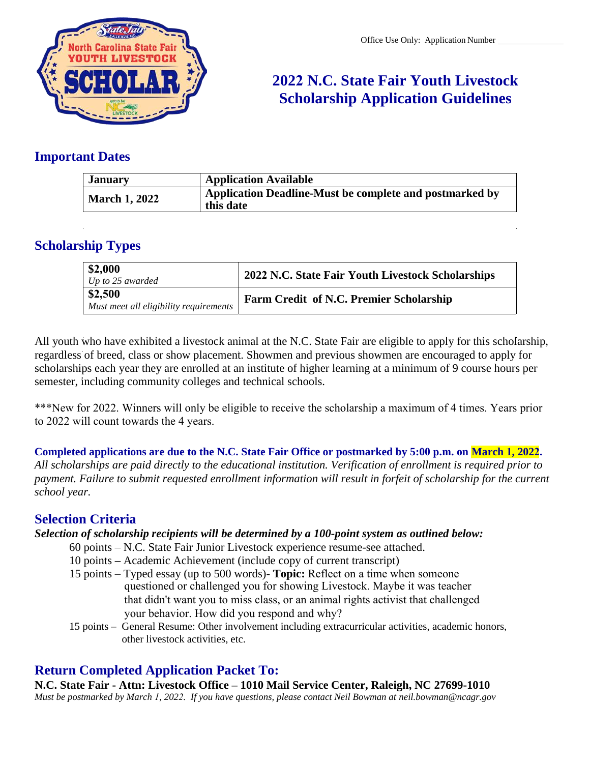Office Use Only: Application Number _______________

# 2022 N.C. State Fair Youth Livestock Scholarship Application Guidelines

## Important Dates

| **January** | **Application Available** |
|---|---|
| **March 1, 2022** | **Application Deadline-Must be complete and postmarked by this date** |

## Scholarship Types

| **$2,000** *Up to 25 awarded* | **2022 N.C. State Fair Youth Livestock Scholarships** |
|---|---|
| **$2,500** *Must meet all eligibility requirements* | **Farm Credit of N.C. Premier Scholarship** |

All youth who have exhibited a livestock animal at the N.C. State Fair are eligible to apply for this scholarship, regardless of breed, class or show placement. Showmen and previous showmen are encouraged to apply for scholarships each year they are enrolled at an institute of higher learning at a minimum of 9 course hours per semester, including community colleges and technical schools.

***New for 2022. Winners will only be eligible to receive the scholarship a maximum of 4 times. Years prior to 2022 will count towards the 4 years.

**Completed applications are due to the N.C. State Fair Office or postmarked by 5:00 p.m. on March 1, 2022.**
*All scholarships are paid directly to the educational institution. Verification of enrollment is required prior to payment. Failure to submit requested enrollment information will result in forfeit of scholarship for the current school year.*

## Selection Criteria

***Selection of scholarship recipients will be determined by a 100-point system as outlined below:***

- 60 points – N.C. State Fair Junior Livestock experience resume-see attached.
- 10 points – Academic Achievement (include copy of current transcript)
- 15 points – Typed essay (up to 500 words)- **Topic:** Reflect on a time when someone questioned or challenged you for showing Livestock. Maybe it was teacher that didn't want you to miss class, or an animal rights activist that challenged your behavior. How did you respond and why?
- 15 points – General Resume: Other involvement including extracurricular activities, academic honors, other livestock activities, etc.

## Return Completed Application Packet To:

**N.C. State Fair - Attn: Livestock Office – 1010 Mail Service Center, Raleigh, NC 27699-1010**
*Must be postmarked by March 1, 2022. If you have questions, please contact Neil Bowman at neil.bowman@ncagr.gov*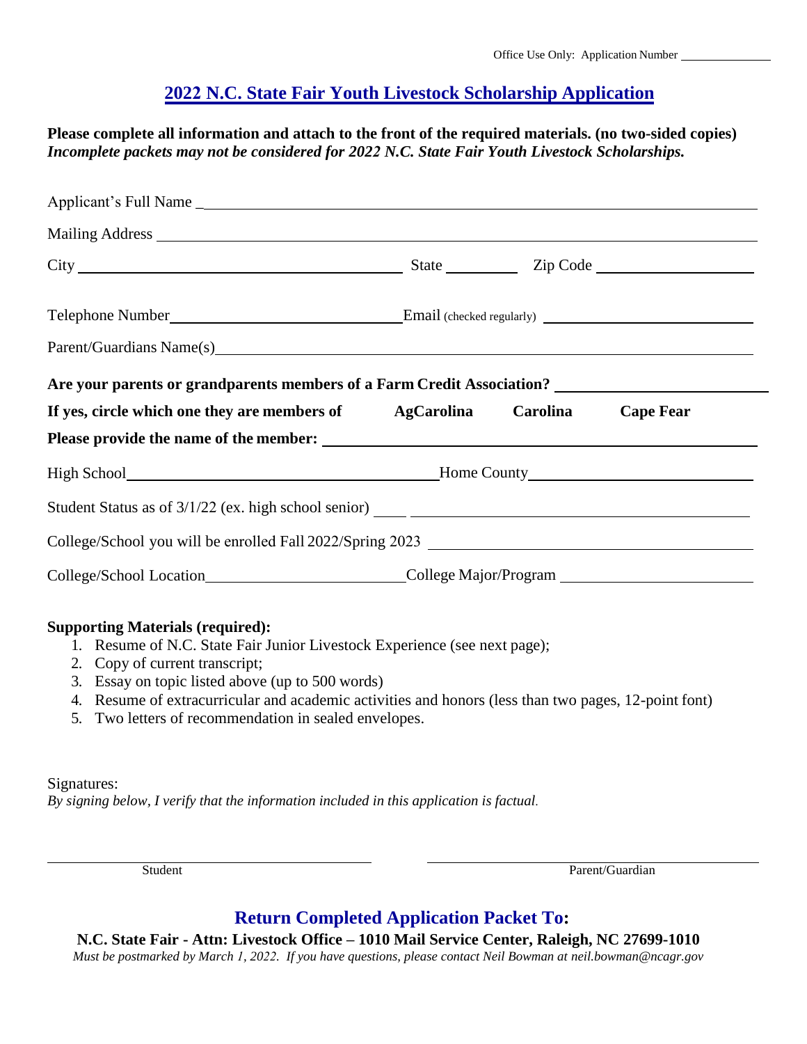Office Use Only: Application Number ______________

# 2022 N.C. State Fair Youth Livestock Scholarship Application

**Please complete all information and attach to the front of the required materials. (no two-sided copies)**
***Incomplete packets may not be considered for 2022 N.C. State Fair Youth Livestock Scholarships.***

Applicant's Full Name ______________________________________________

Mailing Address ______________________________________________

City ______________________ State __________ Zip Code ______________

Telephone Number ______________________ Email (checked regularly) ______________________

Parent/Guardians Name(s) ______________________________________________

**Are your parents or grandparents members of a Farm Credit Association?** ______________________

**If yes, circle which one they are members of** **AgCarolina** **Carolina** **Cape Fear**

**Please provide the name of the member:** ______________________________________________

High School ______________________ Home County ______________________

Student Status as of 3/1/22 (ex. high school senior) ______________________

College/School you will be enrolled Fall 2022/Spring 2023 ______________________

College/School Location ______________________ College Major/Program ______________________

**Supporting Materials (required):**

1. Resume of N.C. State Fair Junior Livestock Experience (see next page);
2. Copy of current transcript;
3. Essay on topic listed above (up to 500 words)
4. Resume of extracurricular and academic activities and honors (less than two pages, 12-point font)
5. Two letters of recommendation in sealed envelopes.

Signatures:
*By signing below, I verify that the information included in this application is factual.*

______________________ ______________________
Student Parent/Guardian

## Return Completed Application Packet To:

**N.C. State Fair - Attn: Livestock Office – 1010 Mail Service Center, Raleigh, NC 27699-1010**

*Must be postmarked by March 1, 2022. If you have questions, please contact Neil Bowman at neil.bowman@ncagr.gov*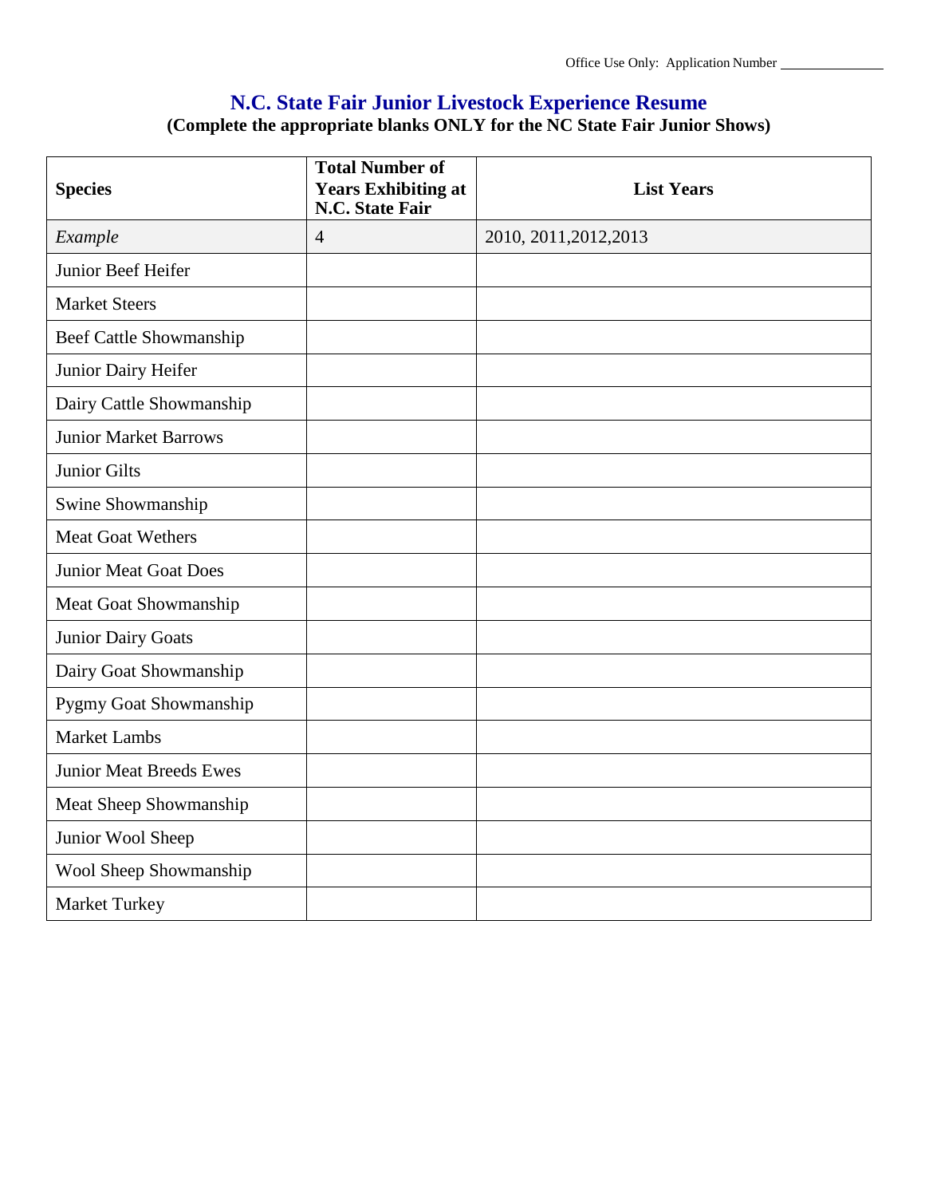Office Use Only: Application Number ______________

# N.C. State Fair Junior Livestock Experience Resume

**(Complete the appropriate blanks ONLY for the NC State Fair Junior Shows)**

| Species | Total Number of Years Exhibiting at N.C. State Fair | List Years |
|---|---|---|
| *Example* | 4 | 2010, 2011,2012,2013 |
| Junior Beef Heifer | | |
| Market Steers | | |
| Beef Cattle Showmanship | | |
| Junior Dairy Heifer | | |
| Dairy Cattle Showmanship | | |
| Junior Market Barrows | | |
| Junior Gilts | | |
| Swine Showmanship | | |
| Meat Goat Wethers | | |
| Junior Meat Goat Does | | |
| Meat Goat Showmanship | | |
| Junior Dairy Goats | | |
| Dairy Goat Showmanship | | |
| Pygmy Goat Showmanship | | |
| Market Lambs | | |
| Junior Meat Breeds Ewes | | |
| Meat Sheep Showmanship | | |
| Junior Wool Sheep | | |
| Wool Sheep Showmanship | | |
| Market Turkey | | |